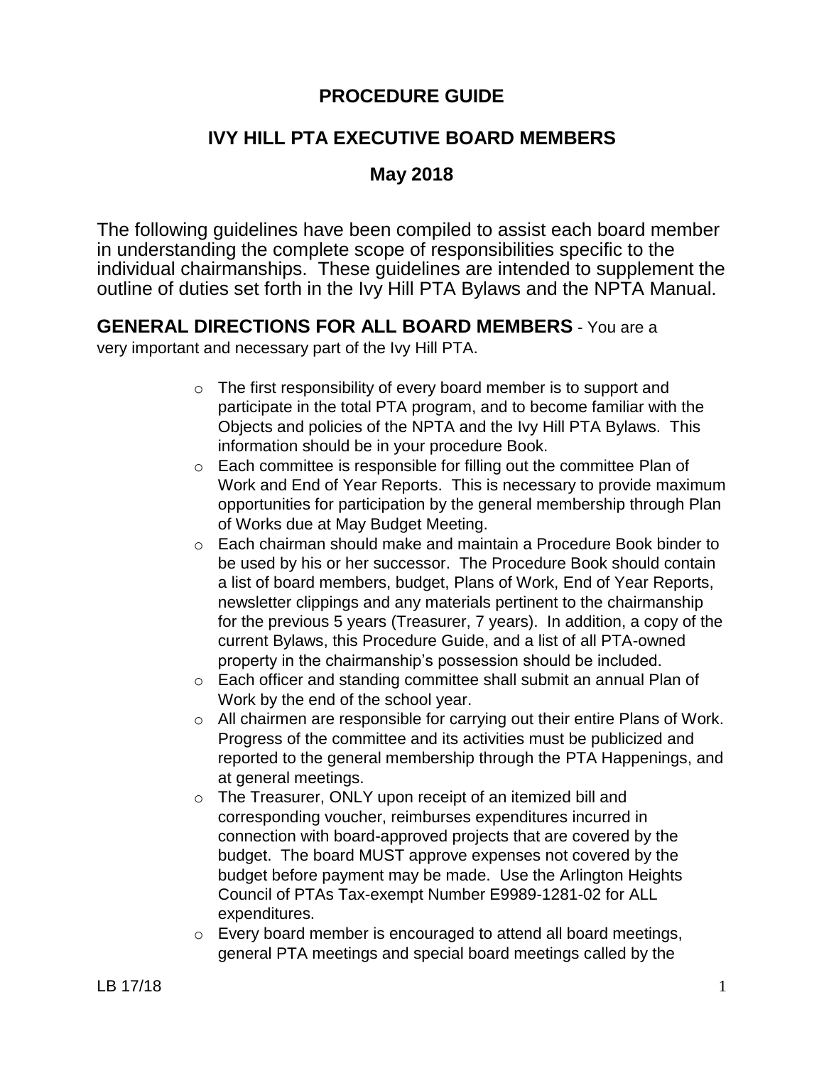# PROCEDURE GUIDE

## IVY HILL PTA EXECUTIVE BOARD MEMBERS

## May 2018

The following guidelines have been compiled to assist each board member in understanding the complete scope of responsibilities specific to the individual chairmanships. These guidelines are intended to supplement the outline of duties set forth in the Ivy Hill PTA Bylaws and the NPTA Manual.

**GENERAL DIRECTIONS FOR ALL BOARD MEMBERS** - You are a very important and necessary part of the Ivy Hill PTA.

- The first responsibility of every board member is to support and participate in the total PTA program, and to become familiar with the Objects and policies of the NPTA and the Ivy Hill PTA Bylaws. This information should be in your procedure Book.
- Each committee is responsible for filling out the committee Plan of Work and End of Year Reports. This is necessary to provide maximum opportunities for participation by the general membership through Plan of Works due at May Budget Meeting.
- Each chairman should make and maintain a Procedure Book binder to be used by his or her successor. The Procedure Book should contain a list of board members, budget, Plans of Work, End of Year Reports, newsletter clippings and any materials pertinent to the chairmanship for the previous 5 years (Treasurer, 7 years). In addition, a copy of the current Bylaws, this Procedure Guide, and a list of all PTA-owned property in the chairmanship's possession should be included.
- Each officer and standing committee shall submit an annual Plan of Work by the end of the school year.
- All chairmen are responsible for carrying out their entire Plans of Work. Progress of the committee and its activities must be publicized and reported to the general membership through the PTA Happenings, and at general meetings.
- The Treasurer, ONLY upon receipt of an itemized bill and corresponding voucher, reimburses expenditures incurred in connection with board-approved projects that are covered by the budget. The board MUST approve expenses not covered by the budget before payment may be made. Use the Arlington Heights Council of PTAs Tax-exempt Number E9989-1281-02 for ALL expenditures.
- Every board member is encouraged to attend all board meetings, general PTA meetings and special board meetings called by the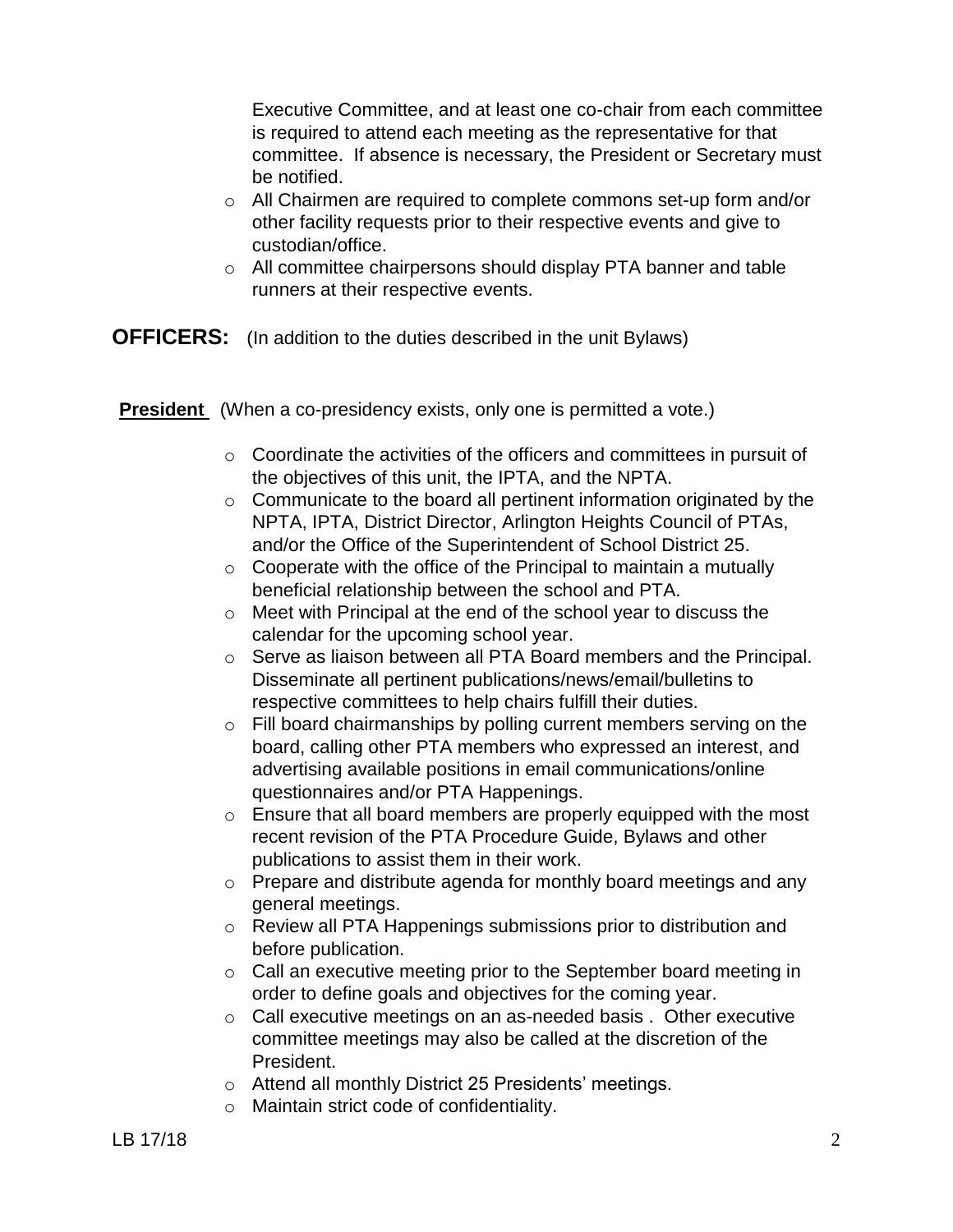Executive Committee, and at least one co-chair from each committee is required to attend each meeting as the representative for that committee. If absence is necessary, the President or Secretary must be notified.

- All Chairmen are required to complete commons set-up form and/or other facility requests prior to their respective events and give to custodian/office.
- All committee chairpersons should display PTA banner and table runners at their respective events.

## OFFICERS: (In addition to the duties described in the unit Bylaws)

**President** (When a co-presidency exists, only one is permitted a vote.)

- Coordinate the activities of the officers and committees in pursuit of the objectives of this unit, the IPTA, and the NPTA.
- Communicate to the board all pertinent information originated by the NPTA, IPTA, District Director, Arlington Heights Council of PTAs, and/or the Office of the Superintendent of School District 25.
- Cooperate with the office of the Principal to maintain a mutually beneficial relationship between the school and PTA.
- Meet with Principal at the end of the school year to discuss the calendar for the upcoming school year.
- Serve as liaison between all PTA Board members and the Principal. Disseminate all pertinent publications/news/email/bulletins to respective committees to help chairs fulfill their duties.
- Fill board chairmanships by polling current members serving on the board, calling other PTA members who expressed an interest, and advertising available positions in email communications/online questionnaires and/or PTA Happenings.
- Ensure that all board members are properly equipped with the most recent revision of the PTA Procedure Guide, Bylaws and other publications to assist them in their work.
- Prepare and distribute agenda for monthly board meetings and any general meetings.
- Review all PTA Happenings submissions prior to distribution and before publication.
- Call an executive meeting prior to the September board meeting in order to define goals and objectives for the coming year.
- Call executive meetings on an as-needed basis . Other executive committee meetings may also be called at the discretion of the President.
- Attend all monthly District 25 Presidents' meetings.
- Maintain strict code of confidentiality.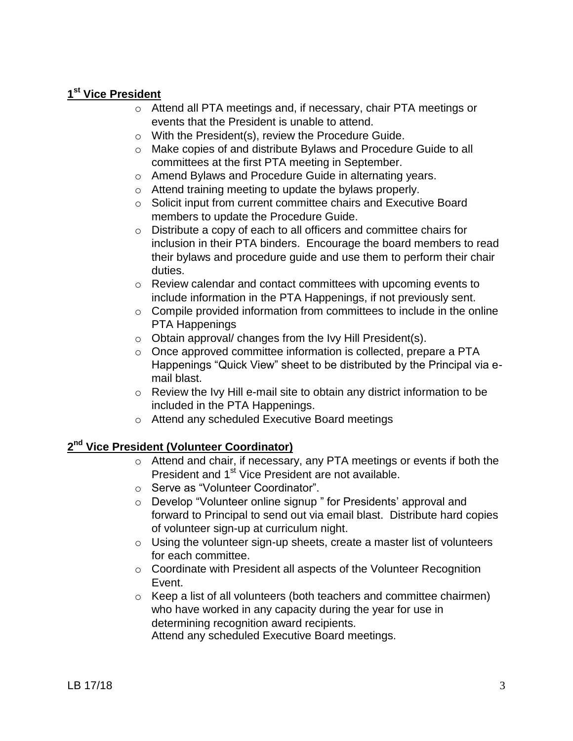## 1st Vice President

- Attend all PTA meetings and, if necessary, chair PTA meetings or events that the President is unable to attend.
- With the President(s), review the Procedure Guide.
- Make copies of and distribute Bylaws and Procedure Guide to all committees at the first PTA meeting in September.
- Amend Bylaws and Procedure Guide in alternating years.
- Attend training meeting to update the bylaws properly.
- Solicit input from current committee chairs and Executive Board members to update the Procedure Guide.
- Distribute a copy of each to all officers and committee chairs for inclusion in their PTA binders. Encourage the board members to read their bylaws and procedure guide and use them to perform their chair duties.
- Review calendar and contact committees with upcoming events to include information in the PTA Happenings, if not previously sent.
- Compile provided information from committees to include in the online PTA Happenings
- Obtain approval/ changes from the Ivy Hill President(s).
- Once approved committee information is collected, prepare a PTA Happenings "Quick View" sheet to be distributed by the Principal via e-mail blast.
- Review the Ivy Hill e-mail site to obtain any district information to be included in the PTA Happenings.
- Attend any scheduled Executive Board meetings

## 2nd Vice President (Volunteer Coordinator)

- Attend and chair, if necessary, any PTA meetings or events if both the President and 1st Vice President are not available.
- Serve as "Volunteer Coordinator".
- Develop "Volunteer online signup " for Presidents' approval and forward to Principal to send out via email blast. Distribute hard copies of volunteer sign-up at curriculum night.
- Using the volunteer sign-up sheets, create a master list of volunteers for each committee.
- Coordinate with President all aspects of the Volunteer Recognition Event.
- Keep a list of all volunteers (both teachers and committee chairmen) who have worked in any capacity during the year for use in determining recognition award recipients.
  Attend any scheduled Executive Board meetings.

LB 17/18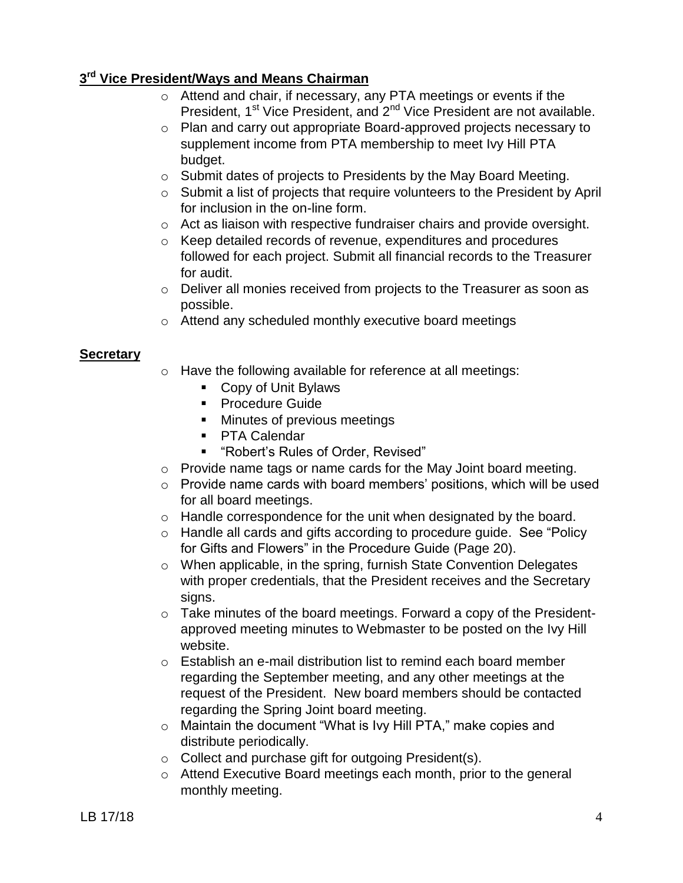## 3rd Vice President/Ways and Means Chairman

- Attend and chair, if necessary, any PTA meetings or events if the President, 1st Vice President, and 2nd Vice President are not available.
- Plan and carry out appropriate Board-approved projects necessary to supplement income from PTA membership to meet Ivy Hill PTA budget.
- Submit dates of projects to Presidents by the May Board Meeting.
- Submit a list of projects that require volunteers to the President by April for inclusion in the on-line form.
- Act as liaison with respective fundraiser chairs and provide oversight.
- Keep detailed records of revenue, expenditures and procedures followed for each project. Submit all financial records to the Treasurer for audit.
- Deliver all monies received from projects to the Treasurer as soon as possible.
- Attend any scheduled monthly executive board meetings

## Secretary

- Have the following available for reference at all meetings:
  - Copy of Unit Bylaws
  - Procedure Guide
  - Minutes of previous meetings
  - PTA Calendar
  - "Robert's Rules of Order, Revised"
- Provide name tags or name cards for the May Joint board meeting.
- Provide name cards with board members' positions, which will be used for all board meetings.
- Handle correspondence for the unit when designated by the board.
- Handle all cards and gifts according to procedure guide. See "Policy for Gifts and Flowers" in the Procedure Guide (Page 20).
- When applicable, in the spring, furnish State Convention Delegates with proper credentials, that the President receives and the Secretary signs.
- Take minutes of the board meetings. Forward a copy of the President-approved meeting minutes to Webmaster to be posted on the Ivy Hill website.
- Establish an e-mail distribution list to remind each board member regarding the September meeting, and any other meetings at the request of the President. New board members should be contacted regarding the Spring Joint board meeting.
- Maintain the document "What is Ivy Hill PTA," make copies and distribute periodically.
- Collect and purchase gift for outgoing President(s).
- Attend Executive Board meetings each month, prior to the general monthly meeting.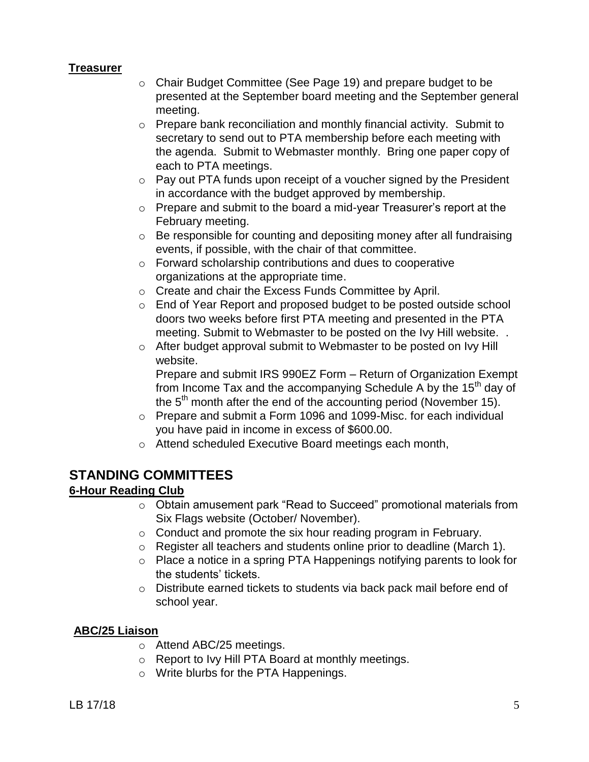**Treasurer**

- Chair Budget Committee (See Page 19) and prepare budget to be presented at the September board meeting and the September general meeting.
- Prepare bank reconciliation and monthly financial activity. Submit to secretary to send out to PTA membership before each meeting with the agenda. Submit to Webmaster monthly. Bring one paper copy of each to PTA meetings.
- Pay out PTA funds upon receipt of a voucher signed by the President in accordance with the budget approved by membership.
- Prepare and submit to the board a mid-year Treasurer's report at the February meeting.
- Be responsible for counting and depositing money after all fundraising events, if possible, with the chair of that committee.
- Forward scholarship contributions and dues to cooperative organizations at the appropriate time.
- Create and chair the Excess Funds Committee by April.
- End of Year Report and proposed budget to be posted outside school doors two weeks before first PTA meeting and presented in the PTA meeting. Submit to Webmaster to be posted on the Ivy Hill website. .
- After budget approval submit to Webmaster to be posted on Ivy Hill website.

  Prepare and submit IRS 990EZ Form – Return of Organization Exempt from Income Tax and the accompanying Schedule A by the 15th day of the 5th month after the end of the accounting period (November 15).
- Prepare and submit a Form 1096 and 1099-Misc. for each individual you have paid in income in excess of $600.00.
- Attend scheduled Executive Board meetings each month,

## STANDING COMMITTEES

**6-Hour Reading Club**

- Obtain amusement park "Read to Succeed" promotional materials from Six Flags website (October/ November).
- Conduct and promote the six hour reading program in February.
- Register all teachers and students online prior to deadline (March 1).
- Place a notice in a spring PTA Happenings notifying parents to look for the students' tickets.
- Distribute earned tickets to students via back pack mail before end of school year.

**ABC/25 Liaison**

- Attend ABC/25 meetings.
- Report to Ivy Hill PTA Board at monthly meetings.
- Write blurbs for the PTA Happenings.

LB 17/18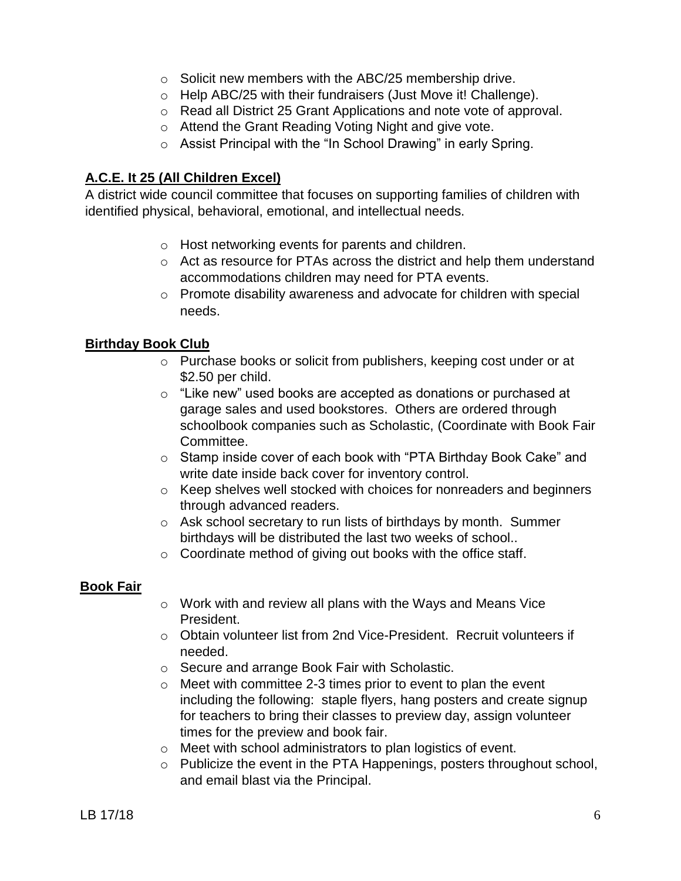- Solicit new members with the ABC/25 membership drive.
- Help ABC/25 with their fundraisers (Just Move it! Challenge).
- Read all District 25 Grant Applications and note vote of approval.
- Attend the Grant Reading Voting Night and give vote.
- Assist Principal with the "In School Drawing" in early Spring.

### A.C.E. It 25 (All Children Excel)

A district wide council committee that focuses on supporting families of children with identified physical, behavioral, emotional, and intellectual needs.

- Host networking events for parents and children.
- Act as resource for PTAs across the district and help them understand accommodations children may need for PTA events.
- Promote disability awareness and advocate for children with special needs.

### Birthday Book Club

- Purchase books or solicit from publishers, keeping cost under or at $2.50 per child.
- "Like new" used books are accepted as donations or purchased at garage sales and used bookstores. Others are ordered through schoolbook companies such as Scholastic, (Coordinate with Book Fair Committee.
- Stamp inside cover of each book with "PTA Birthday Book Cake" and write date inside back cover for inventory control.
- Keep shelves well stocked with choices for nonreaders and beginners through advanced readers.
- Ask school secretary to run lists of birthdays by month. Summer birthdays will be distributed the last two weeks of school..
- Coordinate method of giving out books with the office staff.

### Book Fair

- Work with and review all plans with the Ways and Means Vice President.
- Obtain volunteer list from 2nd Vice-President. Recruit volunteers if needed.
- Secure and arrange Book Fair with Scholastic.
- Meet with committee 2-3 times prior to event to plan the event including the following: staple flyers, hang posters and create signup for teachers to bring their classes to preview day, assign volunteer times for the preview and book fair.
- Meet with school administrators to plan logistics of event.
- Publicize the event in the PTA Happenings, posters throughout school, and email blast via the Principal.

LB 17/18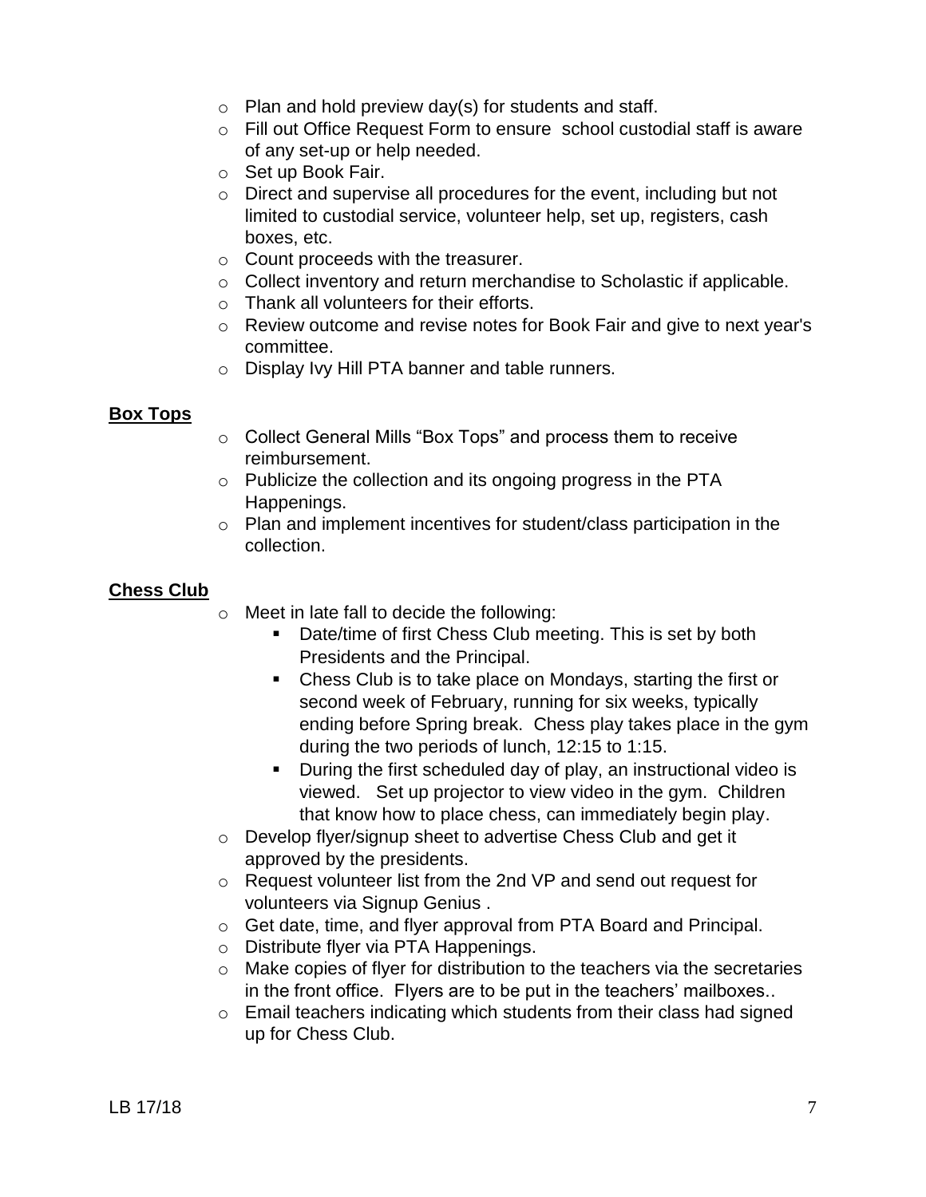- Plan and hold preview day(s) for students and staff.
- Fill out Office Request Form to ensure school custodial staff is aware of any set-up or help needed.
- Set up Book Fair.
- Direct and supervise all procedures for the event, including but not limited to custodial service, volunteer help, set up, registers, cash boxes, etc.
- Count proceeds with the treasurer.
- Collect inventory and return merchandise to Scholastic if applicable.
- Thank all volunteers for their efforts.
- Review outcome and revise notes for Book Fair and give to next year's committee.
- Display Ivy Hill PTA banner and table runners.

**Box Tops**

- Collect General Mills "Box Tops" and process them to receive reimbursement.
- Publicize the collection and its ongoing progress in the PTA Happenings.
- Plan and implement incentives for student/class participation in the collection.

**Chess Club**

- Meet in late fall to decide the following:
  - Date/time of first Chess Club meeting. This is set by both Presidents and the Principal.
  - Chess Club is to take place on Mondays, starting the first or second week of February, running for six weeks, typically ending before Spring break. Chess play takes place in the gym during the two periods of lunch, 12:15 to 1:15.
  - During the first scheduled day of play, an instructional video is viewed. Set up projector to view video in the gym. Children that know how to place chess, can immediately begin play.
- Develop flyer/signup sheet to advertise Chess Club and get it approved by the presidents.
- Request volunteer list from the 2nd VP and send out request for volunteers via Signup Genius .
- Get date, time, and flyer approval from PTA Board and Principal.
- Distribute flyer via PTA Happenings.
- Make copies of flyer for distribution to the teachers via the secretaries in the front office. Flyers are to be put in the teachers' mailboxes..
- Email teachers indicating which students from their class had signed up for Chess Club.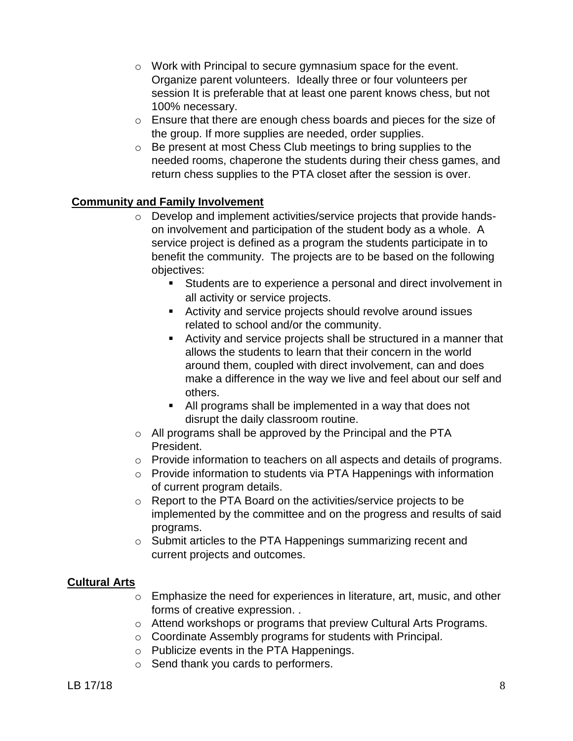- Work with Principal to secure gymnasium space for the event. Organize parent volunteers. Ideally three or four volunteers per session It is preferable that at least one parent knows chess, but not 100% necessary.
- Ensure that there are enough chess boards and pieces for the size of the group. If more supplies are needed, order supplies.
- Be present at most Chess Club meetings to bring supplies to the needed rooms, chaperone the students during their chess games, and return chess supplies to the PTA closet after the session is over.

**Community and Family Involvement**

- Develop and implement activities/service projects that provide hands-on involvement and participation of the student body as a whole. A service project is defined as a program the students participate in to benefit the community. The projects are to be based on the following objectives:
  - Students are to experience a personal and direct involvement in all activity or service projects.
  - Activity and service projects should revolve around issues related to school and/or the community.
  - Activity and service projects shall be structured in a manner that allows the students to learn that their concern in the world around them, coupled with direct involvement, can and does make a difference in the way we live and feel about our self and others.
  - All programs shall be implemented in a way that does not disrupt the daily classroom routine.
- All programs shall be approved by the Principal and the PTA President.
- Provide information to teachers on all aspects and details of programs.
- Provide information to students via PTA Happenings with information of current program details.
- Report to the PTA Board on the activities/service projects to be implemented by the committee and on the progress and results of said programs.
- Submit articles to the PTA Happenings summarizing recent and current projects and outcomes.

**Cultural Arts**

- Emphasize the need for experiences in literature, art, music, and other forms of creative expression. .
- Attend workshops or programs that preview Cultural Arts Programs.
- Coordinate Assembly programs for students with Principal.
- Publicize events in the PTA Happenings.
- Send thank you cards to performers.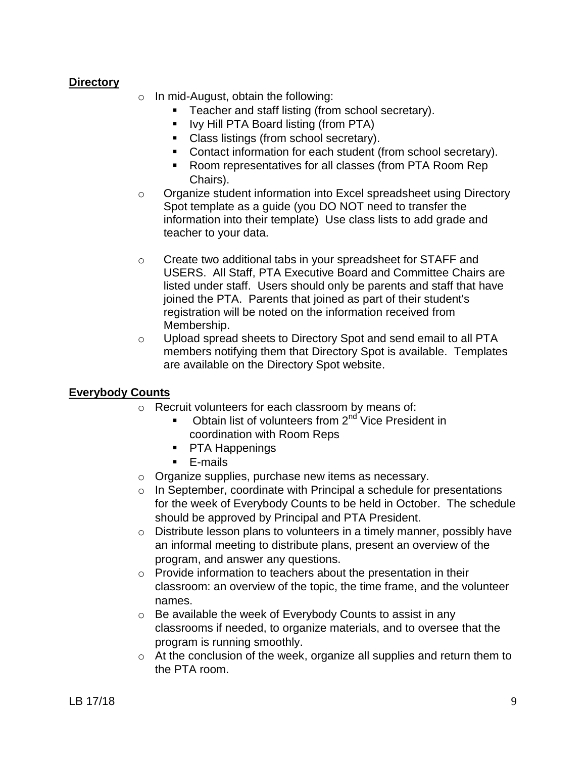**Directory**

- In mid-August, obtain the following:
  - Teacher and staff listing (from school secretary).
  - Ivy Hill PTA Board listing (from PTA)
  - Class listings (from school secretary).
  - Contact information for each student (from school secretary).
  - Room representatives for all classes (from PTA Room Rep Chairs).
- Organize student information into Excel spreadsheet using Directory Spot template as a guide (you DO NOT need to transfer the information into their template) Use class lists to add grade and teacher to your data.
- Create two additional tabs in your spreadsheet for STAFF and USERS. All Staff, PTA Executive Board and Committee Chairs are listed under staff. Users should only be parents and staff that have joined the PTA. Parents that joined as part of their student's registration will be noted on the information received from Membership.
- Upload spread sheets to Directory Spot and send email to all PTA members notifying them that Directory Spot is available. Templates are available on the Directory Spot website.

**Everybody Counts**

- Recruit volunteers for each classroom by means of:
  - Obtain list of volunteers from 2nd Vice President in coordination with Room Reps
  - PTA Happenings
  - E-mails
- Organize supplies, purchase new items as necessary.
- In September, coordinate with Principal a schedule for presentations for the week of Everybody Counts to be held in October. The schedule should be approved by Principal and PTA President.
- Distribute lesson plans to volunteers in a timely manner, possibly have an informal meeting to distribute plans, present an overview of the program, and answer any questions.
- Provide information to teachers about the presentation in their classroom: an overview of the topic, the time frame, and the volunteer names.
- Be available the week of Everybody Counts to assist in any classrooms if needed, to organize materials, and to oversee that the program is running smoothly.
- At the conclusion of the week, organize all supplies and return them to the PTA room.

LB 17/18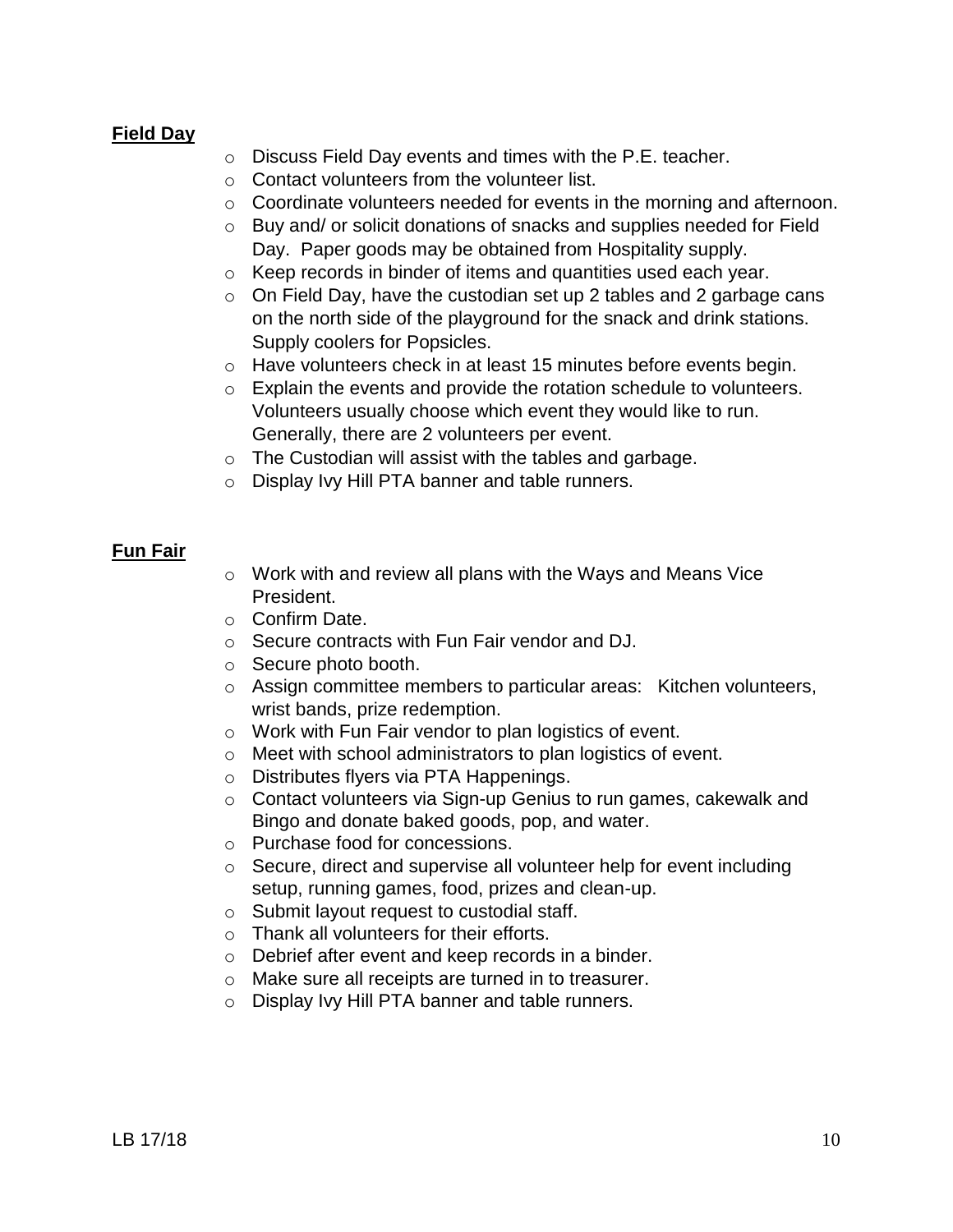**Field Day**

- Discuss Field Day events and times with the P.E. teacher.
- Contact volunteers from the volunteer list.
- Coordinate volunteers needed for events in the morning and afternoon.
- Buy and/ or solicit donations of snacks and supplies needed for Field Day. Paper goods may be obtained from Hospitality supply.
- Keep records in binder of items and quantities used each year.
- On Field Day, have the custodian set up 2 tables and 2 garbage cans on the north side of the playground for the snack and drink stations. Supply coolers for Popsicles.
- Have volunteers check in at least 15 minutes before events begin.
- Explain the events and provide the rotation schedule to volunteers. Volunteers usually choose which event they would like to run. Generally, there are 2 volunteers per event.
- The Custodian will assist with the tables and garbage.
- Display Ivy Hill PTA banner and table runners.

**Fun Fair**

- Work with and review all plans with the Ways and Means Vice President.
- Confirm Date.
- Secure contracts with Fun Fair vendor and DJ.
- Secure photo booth.
- Assign committee members to particular areas: Kitchen volunteers, wrist bands, prize redemption.
- Work with Fun Fair vendor to plan logistics of event.
- Meet with school administrators to plan logistics of event.
- Distributes flyers via PTA Happenings.
- Contact volunteers via Sign-up Genius to run games, cakewalk and Bingo and donate baked goods, pop, and water.
- Purchase food for concessions.
- Secure, direct and supervise all volunteer help for event including setup, running games, food, prizes and clean-up.
- Submit layout request to custodial staff.
- Thank all volunteers for their efforts.
- Debrief after event and keep records in a binder.
- Make sure all receipts are turned in to treasurer.
- Display Ivy Hill PTA banner and table runners.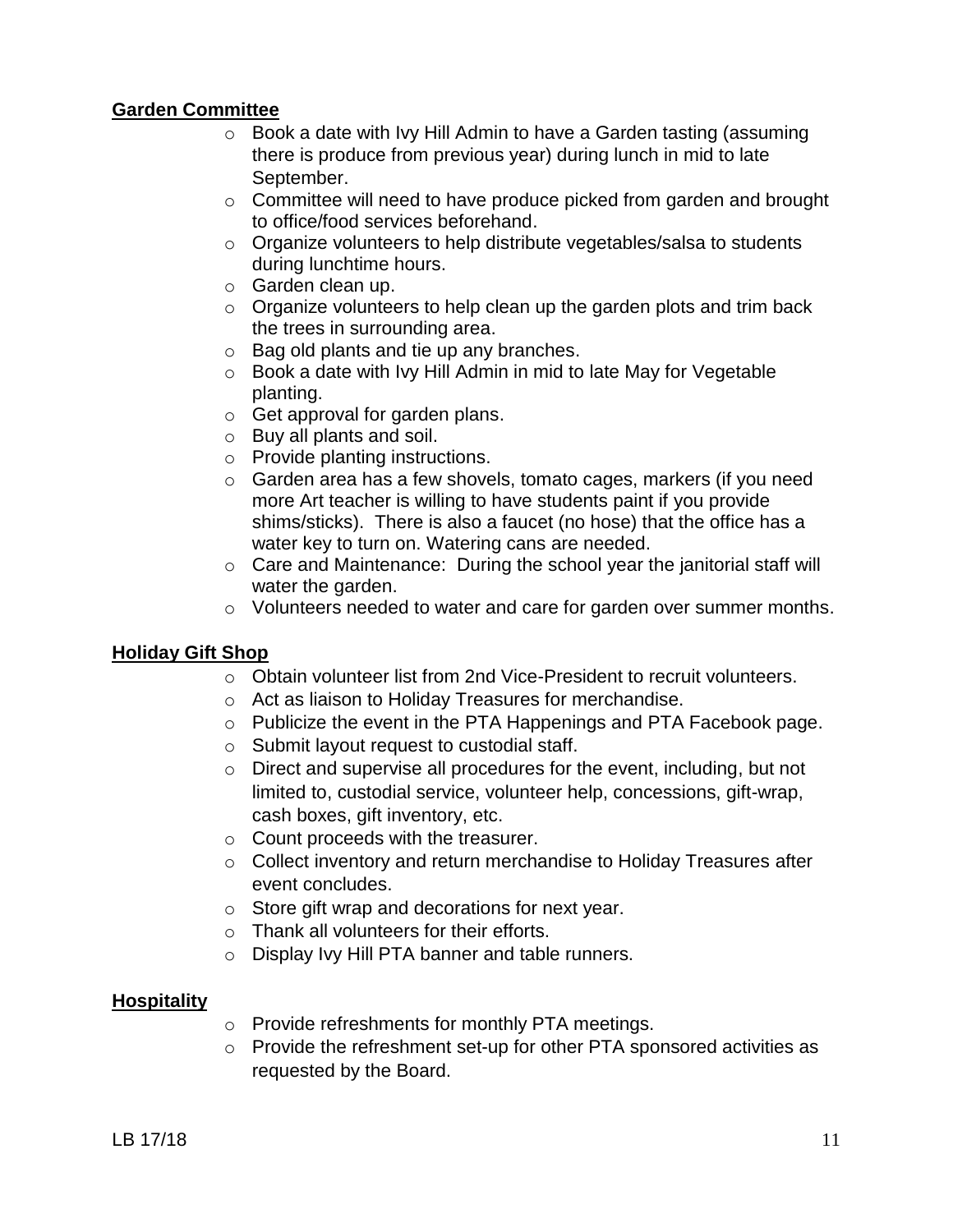**Garden Committee**

- Book a date with Ivy Hill Admin to have a Garden tasting (assuming there is produce from previous year) during lunch in mid to late September.
- Committee will need to have produce picked from garden and brought to office/food services beforehand.
- Organize volunteers to help distribute vegetables/salsa to students during lunchtime hours.
- Garden clean up.
- Organize volunteers to help clean up the garden plots and trim back the trees in surrounding area.
- Bag old plants and tie up any branches.
- Book a date with Ivy Hill Admin in mid to late May for Vegetable planting.
- Get approval for garden plans.
- Buy all plants and soil.
- Provide planting instructions.
- Garden area has a few shovels, tomato cages, markers (if you need more Art teacher is willing to have students paint if you provide shims/sticks). There is also a faucet (no hose) that the office has a water key to turn on. Watering cans are needed.
- Care and Maintenance: During the school year the janitorial staff will water the garden.
- Volunteers needed to water and care for garden over summer months.

**Holiday Gift Shop**

- Obtain volunteer list from 2nd Vice-President to recruit volunteers.
- Act as liaison to Holiday Treasures for merchandise.
- Publicize the event in the PTA Happenings and PTA Facebook page.
- Submit layout request to custodial staff.
- Direct and supervise all procedures for the event, including, but not limited to, custodial service, volunteer help, concessions, gift-wrap, cash boxes, gift inventory, etc.
- Count proceeds with the treasurer.
- Collect inventory and return merchandise to Holiday Treasures after event concludes.
- Store gift wrap and decorations for next year.
- Thank all volunteers for their efforts.
- Display Ivy Hill PTA banner and table runners.

**Hospitality**

- Provide refreshments for monthly PTA meetings.
- Provide the refreshment set-up for other PTA sponsored activities as requested by the Board.

LB 17/18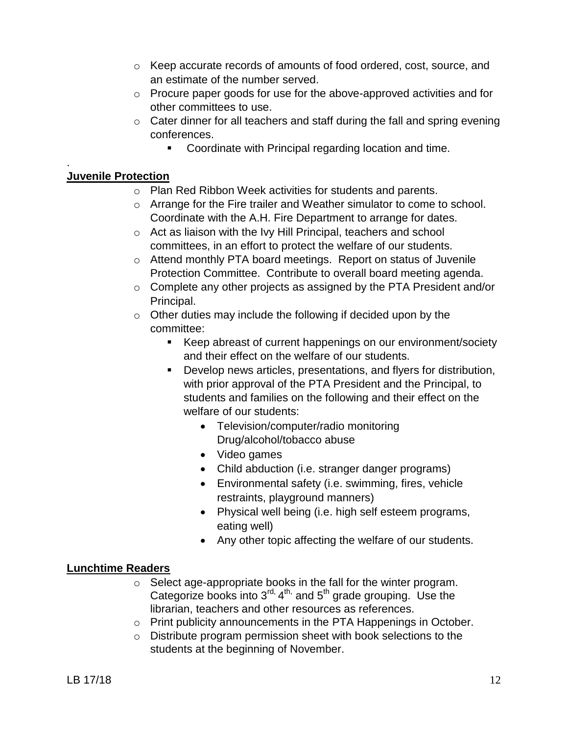- Keep accurate records of amounts of food ordered, cost, source, and an estimate of the number served.
- Procure paper goods for use for the above-approved activities and for other committees to use.
- Cater dinner for all teachers and staff during the fall and spring evening conferences.
  - Coordinate with Principal regarding location and time.

.

**Juvenile Protection**

- Plan Red Ribbon Week activities for students and parents.
- Arrange for the Fire trailer and Weather simulator to come to school. Coordinate with the A.H. Fire Department to arrange for dates.
- Act as liaison with the Ivy Hill Principal, teachers and school committees, in an effort to protect the welfare of our students.
- Attend monthly PTA board meetings. Report on status of Juvenile Protection Committee. Contribute to overall board meeting agenda.
- Complete any other projects as assigned by the PTA President and/or Principal.
- Other duties may include the following if decided upon by the committee:
  - Keep abreast of current happenings on our environment/society and their effect on the welfare of our students.
  - Develop news articles, presentations, and flyers for distribution, with prior approval of the PTA President and the Principal, to students and families on the following and their effect on the welfare of our students:
    - Television/computer/radio monitoring Drug/alcohol/tobacco abuse
    - Video games
    - Child abduction (i.e. stranger danger programs)
    - Environmental safety (i.e. swimming, fires, vehicle restraints, playground manners)
    - Physical well being (i.e. high self esteem programs, eating well)
    - Any other topic affecting the welfare of our students.

**Lunchtime Readers**

- Select age-appropriate books in the fall for the winter program. Categorize books into 3rd, 4th, and 5th grade grouping. Use the librarian, teachers and other resources as references.
- Print publicity announcements in the PTA Happenings in October.
- Distribute program permission sheet with book selections to the students at the beginning of November.

LB 17/18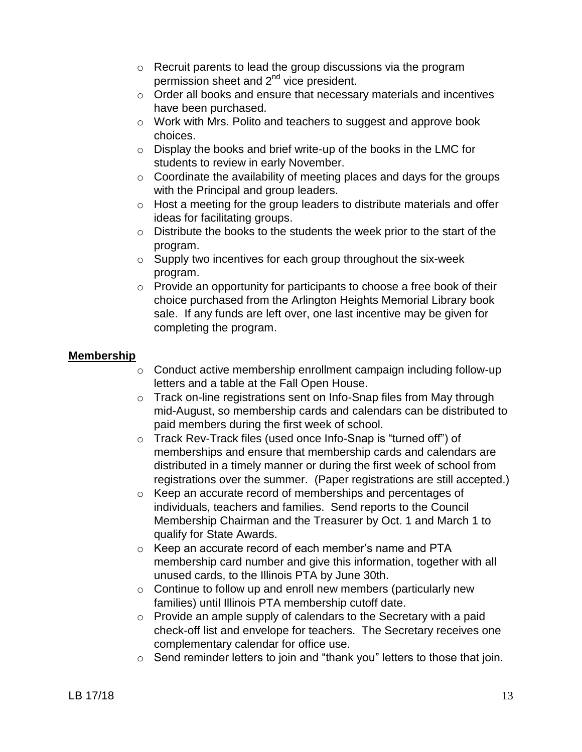- Recruit parents to lead the group discussions via the program permission sheet and 2nd vice president.
- Order all books and ensure that necessary materials and incentives have been purchased.
- Work with Mrs. Polito and teachers to suggest and approve book choices.
- Display the books and brief write-up of the books in the LMC for students to review in early November.
- Coordinate the availability of meeting places and days for the groups with the Principal and group leaders.
- Host a meeting for the group leaders to distribute materials and offer ideas for facilitating groups.
- Distribute the books to the students the week prior to the start of the program.
- Supply two incentives for each group throughout the six-week program.
- Provide an opportunity for participants to choose a free book of their choice purchased from the Arlington Heights Memorial Library book sale. If any funds are left over, one last incentive may be given for completing the program.

**Membership**

- Conduct active membership enrollment campaign including follow-up letters and a table at the Fall Open House.
- Track on-line registrations sent on Info-Snap files from May through mid-August, so membership cards and calendars can be distributed to paid members during the first week of school.
- Track Rev-Track files (used once Info-Snap is "turned off") of memberships and ensure that membership cards and calendars are distributed in a timely manner or during the first week of school from registrations over the summer. (Paper registrations are still accepted.)
- Keep an accurate record of memberships and percentages of individuals, teachers and families. Send reports to the Council Membership Chairman and the Treasurer by Oct. 1 and March 1 to qualify for State Awards.
- Keep an accurate record of each member's name and PTA membership card number and give this information, together with all unused cards, to the Illinois PTA by June 30th.
- Continue to follow up and enroll new members (particularly new families) until Illinois PTA membership cutoff date.
- Provide an ample supply of calendars to the Secretary with a paid check-off list and envelope for teachers. The Secretary receives one complementary calendar for office use.
- Send reminder letters to join and "thank you" letters to those that join.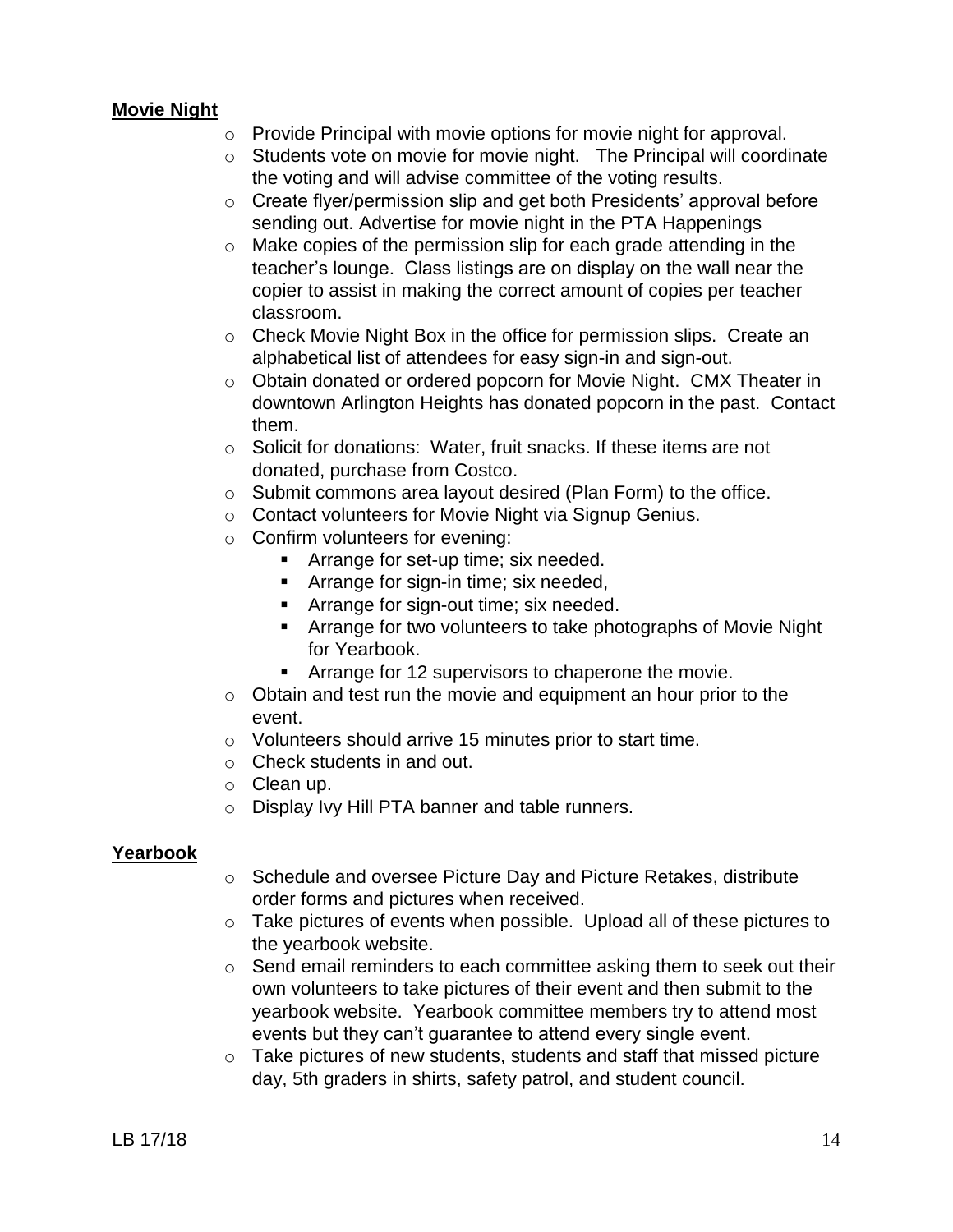**Movie Night**

- Provide Principal with movie options for movie night for approval.
- Students vote on movie for movie night. The Principal will coordinate the voting and will advise committee of the voting results.
- Create flyer/permission slip and get both Presidents' approval before sending out. Advertise for movie night in the PTA Happenings
- Make copies of the permission slip for each grade attending in the teacher's lounge. Class listings are on display on the wall near the copier to assist in making the correct amount of copies per teacher classroom.
- Check Movie Night Box in the office for permission slips. Create an alphabetical list of attendees for easy sign-in and sign-out.
- Obtain donated or ordered popcorn for Movie Night. CMX Theater in downtown Arlington Heights has donated popcorn in the past. Contact them.
- Solicit for donations: Water, fruit snacks. If these items are not donated, purchase from Costco.
- Submit commons area layout desired (Plan Form) to the office.
- Contact volunteers for Movie Night via Signup Genius.
- Confirm volunteers for evening:
    - Arrange for set-up time; six needed.
    - Arrange for sign-in time; six needed,
    - Arrange for sign-out time; six needed.
    - Arrange for two volunteers to take photographs of Movie Night for Yearbook.
    - Arrange for 12 supervisors to chaperone the movie.
- Obtain and test run the movie and equipment an hour prior to the event.
- Volunteers should arrive 15 minutes prior to start time.
- Check students in and out.
- Clean up.
- Display Ivy Hill PTA banner and table runners.

**Yearbook**

- Schedule and oversee Picture Day and Picture Retakes, distribute order forms and pictures when received.
- Take pictures of events when possible. Upload all of these pictures to the yearbook website.
- Send email reminders to each committee asking them to seek out their own volunteers to take pictures of their event and then submit to the yearbook website. Yearbook committee members try to attend most events but they can't guarantee to attend every single event.
- Take pictures of new students, students and staff that missed picture day, 5th graders in shirts, safety patrol, and student council.

LB 17/18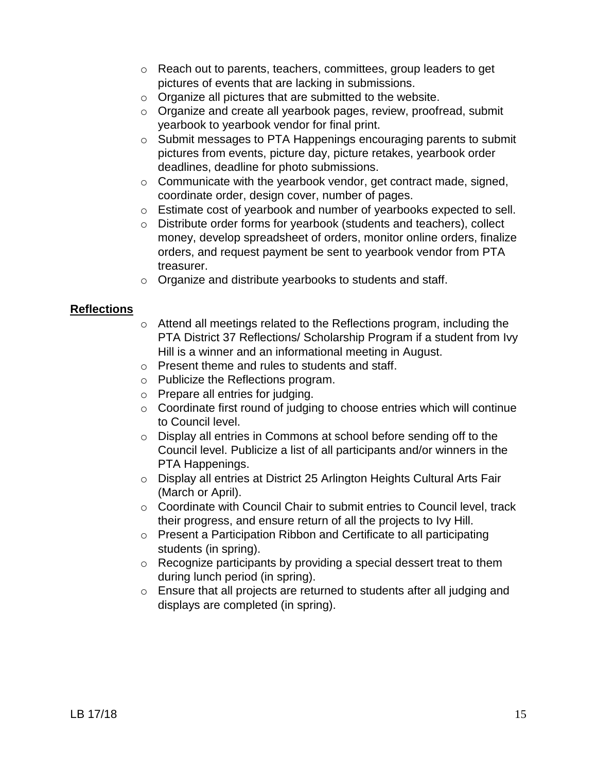- Reach out to parents, teachers, committees, group leaders to get pictures of events that are lacking in submissions.
- Organize all pictures that are submitted to the website.
- Organize and create all yearbook pages, review, proofread, submit yearbook to yearbook vendor for final print.
- Submit messages to PTA Happenings encouraging parents to submit pictures from events, picture day, picture retakes, yearbook order deadlines, deadline for photo submissions.
- Communicate with the yearbook vendor, get contract made, signed, coordinate order, design cover, number of pages.
- Estimate cost of yearbook and number of yearbooks expected to sell.
- Distribute order forms for yearbook (students and teachers), collect money, develop spreadsheet of orders, monitor online orders, finalize orders, and request payment be sent to yearbook vendor from PTA treasurer.
- Organize and distribute yearbooks to students and staff.

**Reflections**

- Attend all meetings related to the Reflections program, including the PTA District 37 Reflections/ Scholarship Program if a student from Ivy Hill is a winner and an informational meeting in August.
- Present theme and rules to students and staff.
- Publicize the Reflections program.
- Prepare all entries for judging.
- Coordinate first round of judging to choose entries which will continue to Council level.
- Display all entries in Commons at school before sending off to the Council level. Publicize a list of all participants and/or winners in the PTA Happenings.
- Display all entries at District 25 Arlington Heights Cultural Arts Fair (March or April).
- Coordinate with Council Chair to submit entries to Council level, track their progress, and ensure return of all the projects to Ivy Hill.
- Present a Participation Ribbon and Certificate to all participating students (in spring).
- Recognize participants by providing a special dessert treat to them during lunch period (in spring).
- Ensure that all projects are returned to students after all judging and displays are completed (in spring).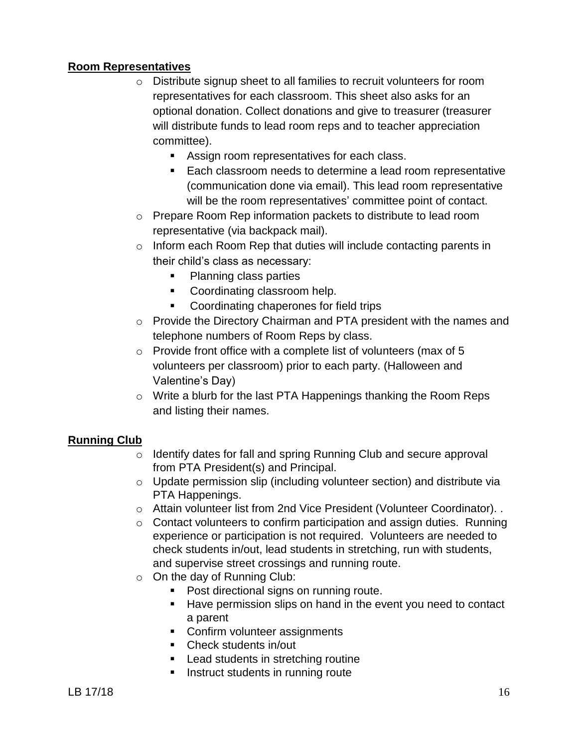**Room Representatives**

- Distribute signup sheet to all families to recruit volunteers for room representatives for each classroom. This sheet also asks for an optional donation. Collect donations and give to treasurer (treasurer will distribute funds to lead room reps and to teacher appreciation committee).
  - Assign room representatives for each class.
  - Each classroom needs to determine a lead room representative (communication done via email). This lead room representative will be the room representatives' committee point of contact.
- Prepare Room Rep information packets to distribute to lead room representative (via backpack mail).
- Inform each Room Rep that duties will include contacting parents in their child's class as necessary:
  - Planning class parties
  - Coordinating classroom help.
  - Coordinating chaperones for field trips
- Provide the Directory Chairman and PTA president with the names and telephone numbers of Room Reps by class.
- Provide front office with a complete list of volunteers (max of 5 volunteers per classroom) prior to each party. (Halloween and Valentine's Day)
- Write a blurb for the last PTA Happenings thanking the Room Reps and listing their names.

**Running Club**

- Identify dates for fall and spring Running Club and secure approval from PTA President(s) and Principal.
- Update permission slip (including volunteer section) and distribute via PTA Happenings.
- Attain volunteer list from 2nd Vice President (Volunteer Coordinator). .
- Contact volunteers to confirm participation and assign duties. Running experience or participation is not required. Volunteers are needed to check students in/out, lead students in stretching, run with students, and supervise street crossings and running route.
- On the day of Running Club:
  - Post directional signs on running route.
  - Have permission slips on hand in the event you need to contact a parent
  - Confirm volunteer assignments
  - Check students in/out
  - Lead students in stretching routine
  - Instruct students in running route

LB 17/18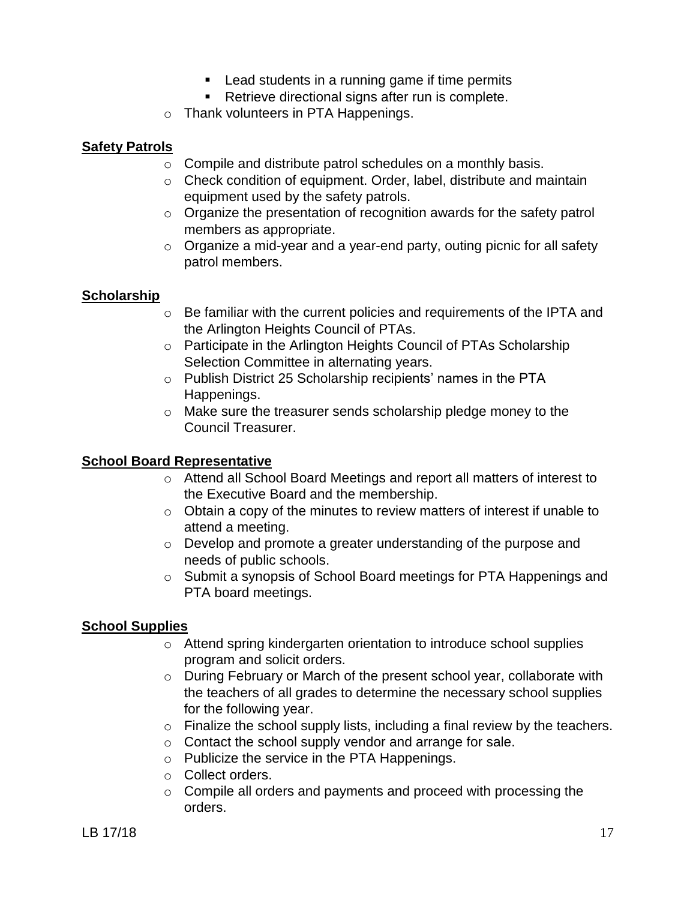- Lead students in a running game if time permits
    - Retrieve directional signs after run is complete.
- Thank volunteers in PTA Happenings.

**Safety Patrols**

- Compile and distribute patrol schedules on a monthly basis.
- Check condition of equipment. Order, label, distribute and maintain equipment used by the safety patrols.
- Organize the presentation of recognition awards for the safety patrol members as appropriate.
- Organize a mid-year and a year-end party, outing picnic for all safety patrol members.

**Scholarship**

- Be familiar with the current policies and requirements of the IPTA and the Arlington Heights Council of PTAs.
- Participate in the Arlington Heights Council of PTAs Scholarship Selection Committee in alternating years.
- Publish District 25 Scholarship recipients' names in the PTA Happenings.
- Make sure the treasurer sends scholarship pledge money to the Council Treasurer.

**School Board Representative**

- Attend all School Board Meetings and report all matters of interest to the Executive Board and the membership.
- Obtain a copy of the minutes to review matters of interest if unable to attend a meeting.
- Develop and promote a greater understanding of the purpose and needs of public schools.
- Submit a synopsis of School Board meetings for PTA Happenings and PTA board meetings.

**School Supplies**

- Attend spring kindergarten orientation to introduce school supplies program and solicit orders.
- During February or March of the present school year, collaborate with the teachers of all grades to determine the necessary school supplies for the following year.
- Finalize the school supply lists, including a final review by the teachers.
- Contact the school supply vendor and arrange for sale.
- Publicize the service in the PTA Happenings.
- Collect orders.
- Compile all orders and payments and proceed with processing the orders.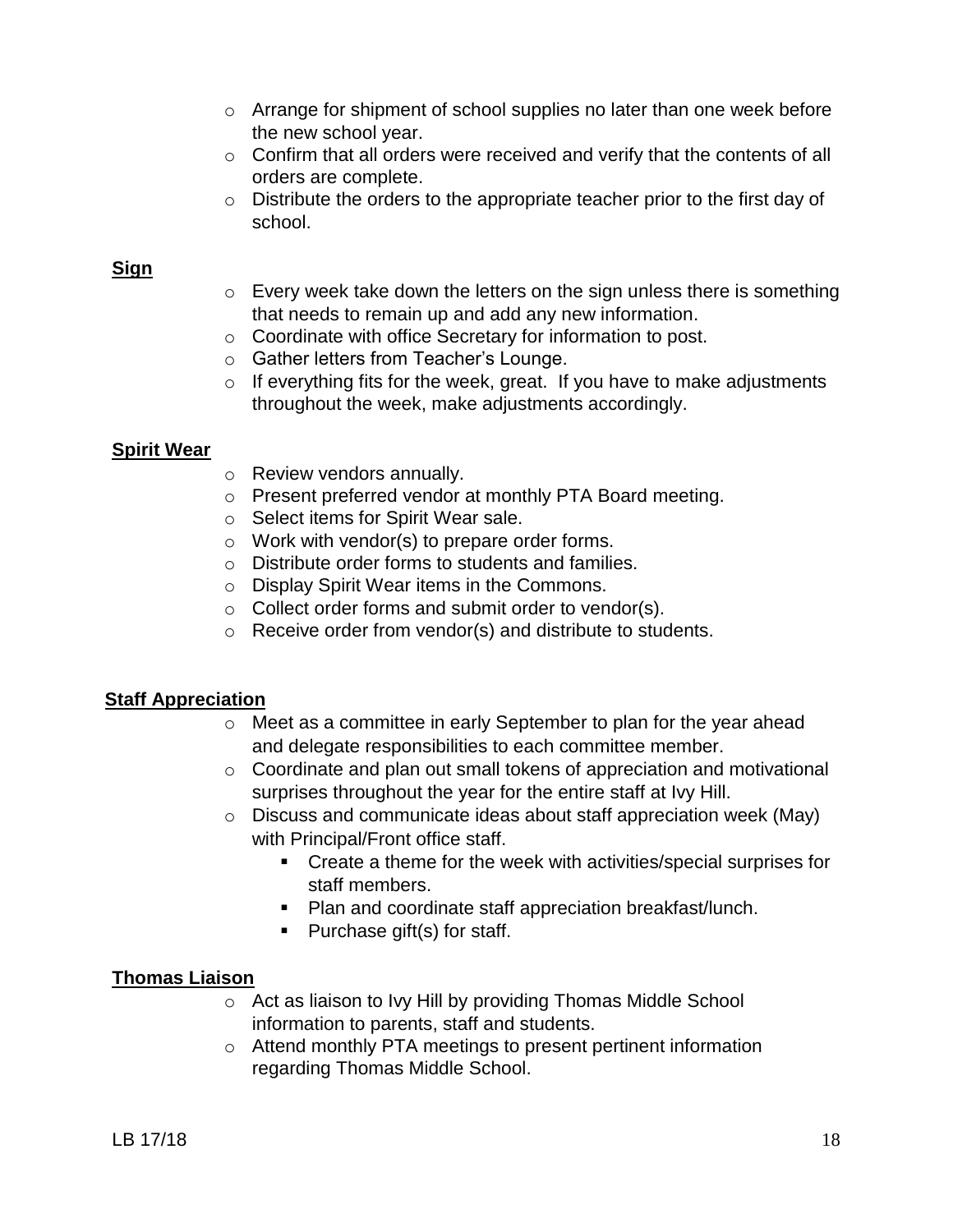- Arrange for shipment of school supplies no later than one week before the new school year.
- Confirm that all orders were received and verify that the contents of all orders are complete.
- Distribute the orders to the appropriate teacher prior to the first day of school.

**Sign**

- Every week take down the letters on the sign unless there is something that needs to remain up and add any new information.
- Coordinate with office Secretary for information to post.
- Gather letters from Teacher's Lounge.
- If everything fits for the week, great. If you have to make adjustments throughout the week, make adjustments accordingly.

**Spirit Wear**

- Review vendors annually.
- Present preferred vendor at monthly PTA Board meeting.
- Select items for Spirit Wear sale.
- Work with vendor(s) to prepare order forms.
- Distribute order forms to students and families.
- Display Spirit Wear items in the Commons.
- Collect order forms and submit order to vendor(s).
- Receive order from vendor(s) and distribute to students.

**Staff Appreciation**

- Meet as a committee in early September to plan for the year ahead and delegate responsibilities to each committee member.
- Coordinate and plan out small tokens of appreciation and motivational surprises throughout the year for the entire staff at Ivy Hill.
- Discuss and communicate ideas about staff appreciation week (May) with Principal/Front office staff.
  - Create a theme for the week with activities/special surprises for staff members.
  - Plan and coordinate staff appreciation breakfast/lunch.
  - Purchase gift(s) for staff.

**Thomas Liaison**

- Act as liaison to Ivy Hill by providing Thomas Middle School information to parents, staff and students.
- Attend monthly PTA meetings to present pertinent information regarding Thomas Middle School.

LB 17/18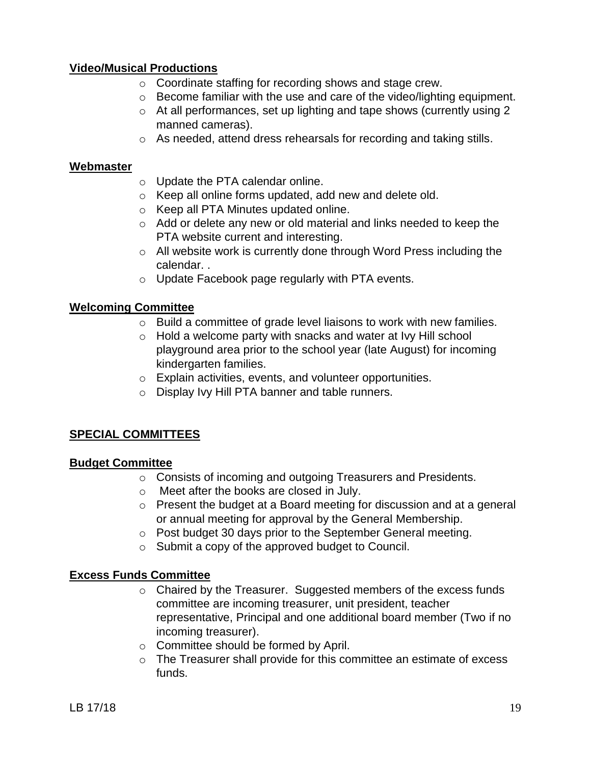**Video/Musical Productions**

- Coordinate staffing for recording shows and stage crew.
- Become familiar with the use and care of the video/lighting equipment.
- At all performances, set up lighting and tape shows (currently using 2 manned cameras).
- As needed, attend dress rehearsals for recording and taking stills.

**Webmaster**

- Update the PTA calendar online.
- Keep all online forms updated, add new and delete old.
- Keep all PTA Minutes updated online.
- Add or delete any new or old material and links needed to keep the PTA website current and interesting.
- All website work is currently done through Word Press including the calendar. .
- Update Facebook page regularly with PTA events.

**Welcoming Committee**

- Build a committee of grade level liaisons to work with new families.
- Hold a welcome party with snacks and water at Ivy Hill school playground area prior to the school year (late August) for incoming kindergarten families.
- Explain activities, events, and volunteer opportunities.
- Display Ivy Hill PTA banner and table runners.

## SPECIAL COMMITTEES

**Budget Committee**

- Consists of incoming and outgoing Treasurers and Presidents.
- Meet after the books are closed in July.
- Present the budget at a Board meeting for discussion and at a general or annual meeting for approval by the General Membership.
- Post budget 30 days prior to the September General meeting.
- Submit a copy of the approved budget to Council.

**Excess Funds Committee**

- Chaired by the Treasurer. Suggested members of the excess funds committee are incoming treasurer, unit president, teacher representative, Principal and one additional board member (Two if no incoming treasurer).
- Committee should be formed by April.
- The Treasurer shall provide for this committee an estimate of excess funds.

LB 17/18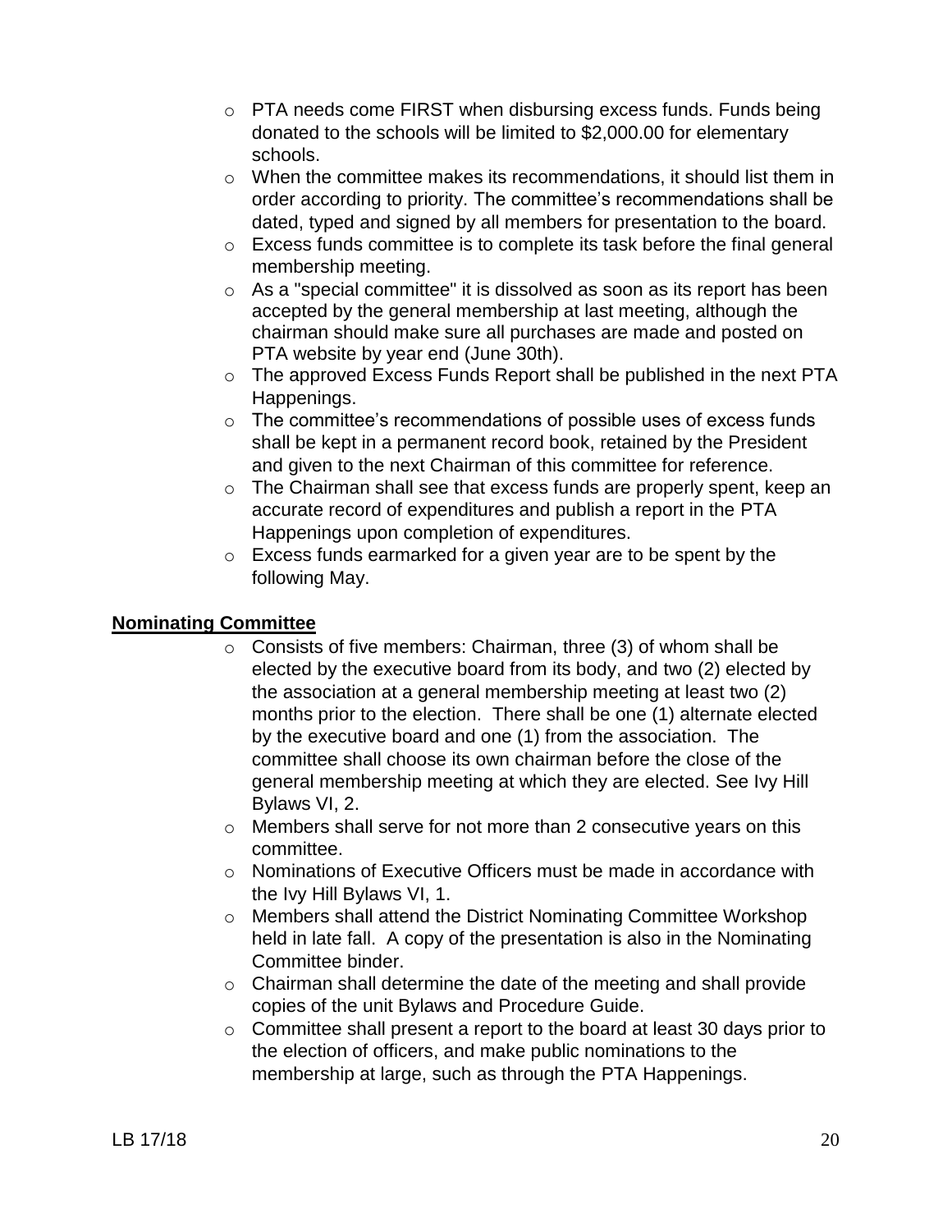- PTA needs come FIRST when disbursing excess funds. Funds being donated to the schools will be limited to $2,000.00 for elementary schools.
- When the committee makes its recommendations, it should list them in order according to priority. The committee's recommendations shall be dated, typed and signed by all members for presentation to the board.
- Excess funds committee is to complete its task before the final general membership meeting.
- As a "special committee" it is dissolved as soon as its report has been accepted by the general membership at last meeting, although the chairman should make sure all purchases are made and posted on PTA website by year end (June 30th).
- The approved Excess Funds Report shall be published in the next PTA Happenings.
- The committee's recommendations of possible uses of excess funds shall be kept in a permanent record book, retained by the President and given to the next Chairman of this committee for reference.
- The Chairman shall see that excess funds are properly spent, keep an accurate record of expenditures and publish a report in the PTA Happenings upon completion of expenditures.
- Excess funds earmarked for a given year are to be spent by the following May.

**Nominating Committee**

- Consists of five members: Chairman, three (3) of whom shall be elected by the executive board from its body, and two (2) elected by the association at a general membership meeting at least two (2) months prior to the election. There shall be one (1) alternate elected by the executive board and one (1) from the association. The committee shall choose its own chairman before the close of the general membership meeting at which they are elected. See Ivy Hill Bylaws VI, 2.
- Members shall serve for not more than 2 consecutive years on this committee.
- Nominations of Executive Officers must be made in accordance with the Ivy Hill Bylaws VI, 1.
- Members shall attend the District Nominating Committee Workshop held in late fall. A copy of the presentation is also in the Nominating Committee binder.
- Chairman shall determine the date of the meeting and shall provide copies of the unit Bylaws and Procedure Guide.
- Committee shall present a report to the board at least 30 days prior to the election of officers, and make public nominations to the membership at large, such as through the PTA Happenings.

LB 17/18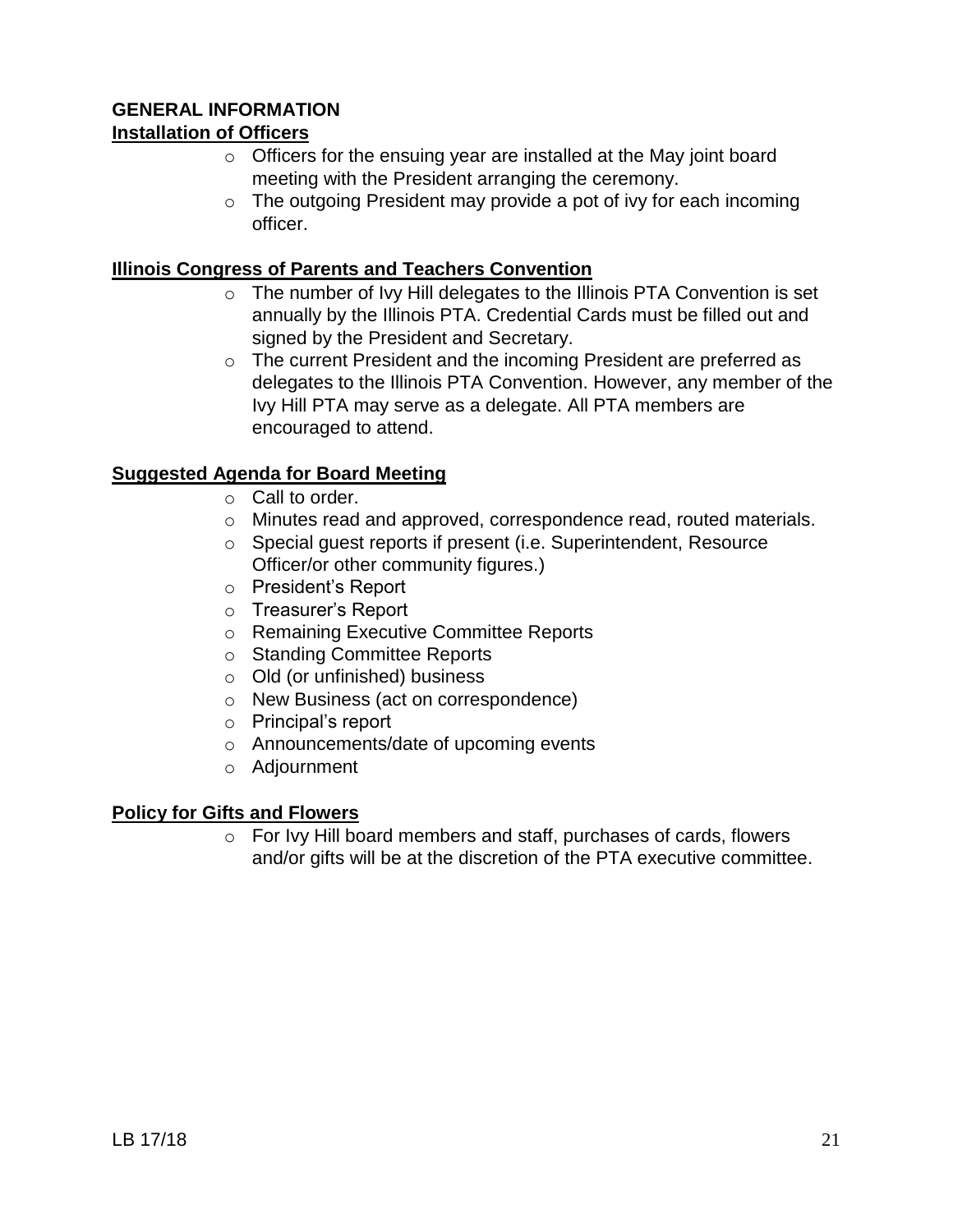## GENERAL INFORMATION

### Installation of Officers

- Officers for the ensuing year are installed at the May joint board meeting with the President arranging the ceremony.
- The outgoing President may provide a pot of ivy for each incoming officer.

### Illinois Congress of Parents and Teachers Convention

- The number of Ivy Hill delegates to the Illinois PTA Convention is set annually by the Illinois PTA. Credential Cards must be filled out and signed by the President and Secretary.
- The current President and the incoming President are preferred as delegates to the Illinois PTA Convention. However, any member of the Ivy Hill PTA may serve as a delegate. All PTA members are encouraged to attend.

### Suggested Agenda for Board Meeting

- Call to order.
- Minutes read and approved, correspondence read, routed materials.
- Special guest reports if present (i.e. Superintendent, Resource Officer/or other community figures.)
- President's Report
- Treasurer's Report
- Remaining Executive Committee Reports
- Standing Committee Reports
- Old (or unfinished) business
- New Business (act on correspondence)
- Principal's report
- Announcements/date of upcoming events
- Adjournment

### Policy for Gifts and Flowers

- For Ivy Hill board members and staff, purchases of cards, flowers and/or gifts will be at the discretion of the PTA executive committee.